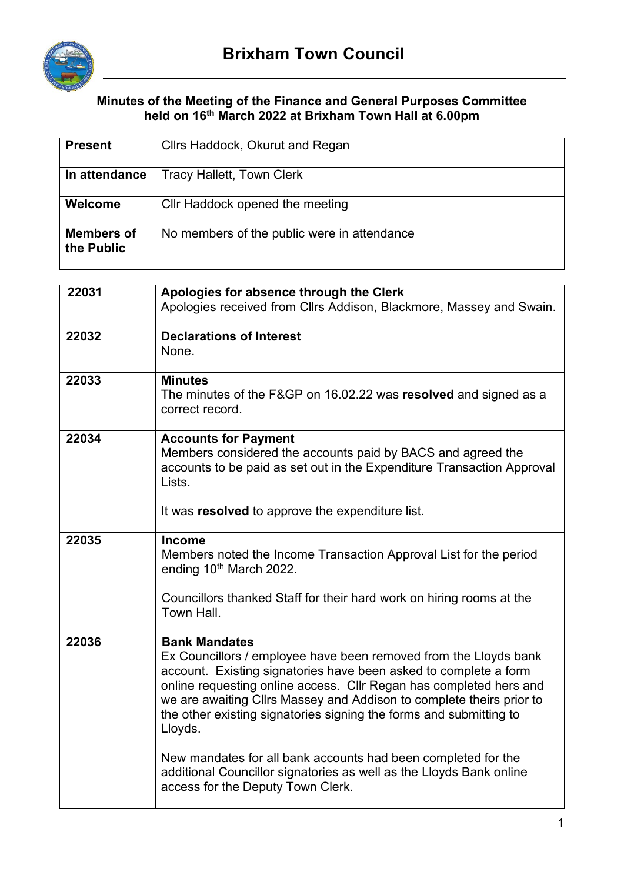# Brixham Town Council

### Minutes of the Meeting of the Finance and General Purposes Committee held on 16th March 2022 at Brixham Town Hall at 6.00pm

| | |
|---|---|
| **Present** | Cllrs Haddock, Okurut and Regan |
| **In attendance** | Tracy Hallett, Town Clerk |
| **Welcome** | Cllr Haddock opened the meeting |
| **Members of the Public** | No members of the public were in attendance |

| | |
|---|---|
| 22031 | **Apologies for absence through the Clerk**<br>Apologies received from Cllrs Addison, Blackmore, Massey and Swain. |
| 22032 | **Declarations of Interest**<br>None. |
| 22033 | **Minutes**<br>The minutes of the F&GP on 16.02.22 was **resolved** and signed as a correct record. |
| 22034 | **Accounts for Payment**<br>Members considered the accounts paid by BACS and agreed the accounts to be paid as set out in the Expenditure Transaction Approval Lists.<br><br>It was **resolved** to approve the expenditure list. |
| 22035 | **Income**<br>Members noted the Income Transaction Approval List for the period ending 10th March 2022.<br><br>Councillors thanked Staff for their hard work on hiring rooms at the Town Hall. |
| 22036 | **Bank Mandates**<br>Ex Councillors / employee have been removed from the Lloyds bank account. Existing signatories have been asked to complete a form online requesting online access. Cllr Regan has completed hers and we are awaiting Cllrs Massey and Addison to complete theirs prior to the other existing signatories signing the forms and submitting to Lloyds.<br><br>New mandates for all bank accounts had been completed for the additional Councillor signatories as well as the Lloyds Bank online access for the Deputy Town Clerk. |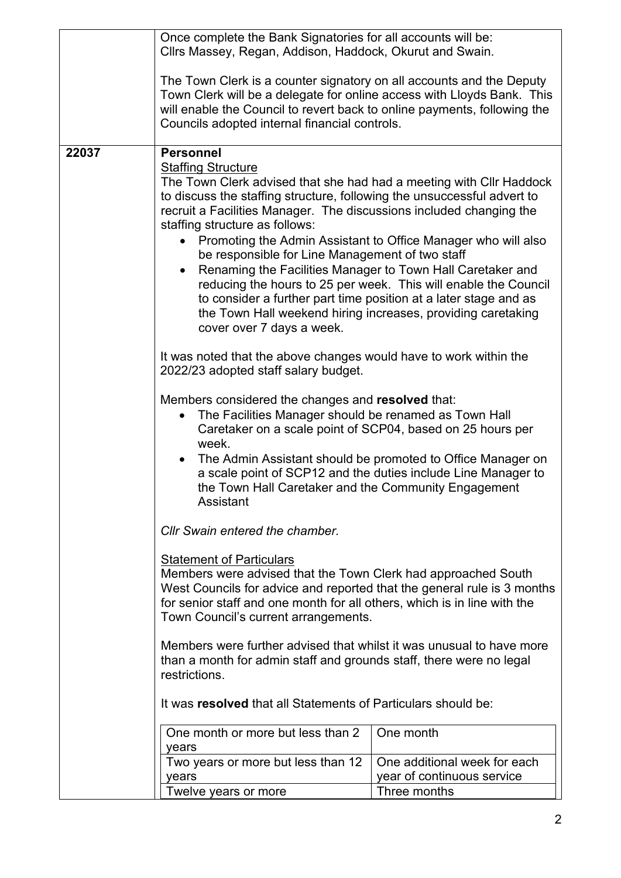Once complete the Bank Signatories for all accounts will be:
Cllrs Massey, Regan, Addison, Haddock, Okurut and Swain.

The Town Clerk is a counter signatory on all accounts and the Deputy Town Clerk will be a delegate for online access with Lloyds Bank. This will enable the Council to revert back to online payments, following the Councils adopted internal financial controls.

**22037** **Personnel**

Staffing Structure

The Town Clerk advised that she had had a meeting with Cllr Haddock to discuss the staffing structure, following the unsuccessful advert to recruit a Facilities Manager. The discussions included changing the staffing structure as follows:

- Promoting the Admin Assistant to Office Manager who will also be responsible for Line Management of two staff
- Renaming the Facilities Manager to Town Hall Caretaker and reducing the hours to 25 per week. This will enable the Council to consider a further part time position at a later stage and as the Town Hall weekend hiring increases, providing caretaking cover over 7 days a week.

It was noted that the above changes would have to work within the 2022/23 adopted staff salary budget.

Members considered the changes and **resolved** that:

- The Facilities Manager should be renamed as Town Hall Caretaker on a scale point of SCP04, based on 25 hours per week.
- The Admin Assistant should be promoted to Office Manager on a scale point of SCP12 and the duties include Line Manager to the Town Hall Caretaker and the Community Engagement Assistant

*Cllr Swain entered the chamber.*

Statement of Particulars

Members were advised that the Town Clerk had approached South West Councils for advice and reported that the general rule is 3 months for senior staff and one month for all others, which is in line with the Town Council's current arrangements.

Members were further advised that whilst it was unusual to have more than a month for admin staff and grounds staff, there were no legal restrictions.

It was **resolved** that all Statements of Particulars should be:

| | |
|---|---|
| One month or more but less than 2 years | One month |
| Two years or more but less than 12 years | One additional week for each year of continuous service |
| Twelve years or more | Three months |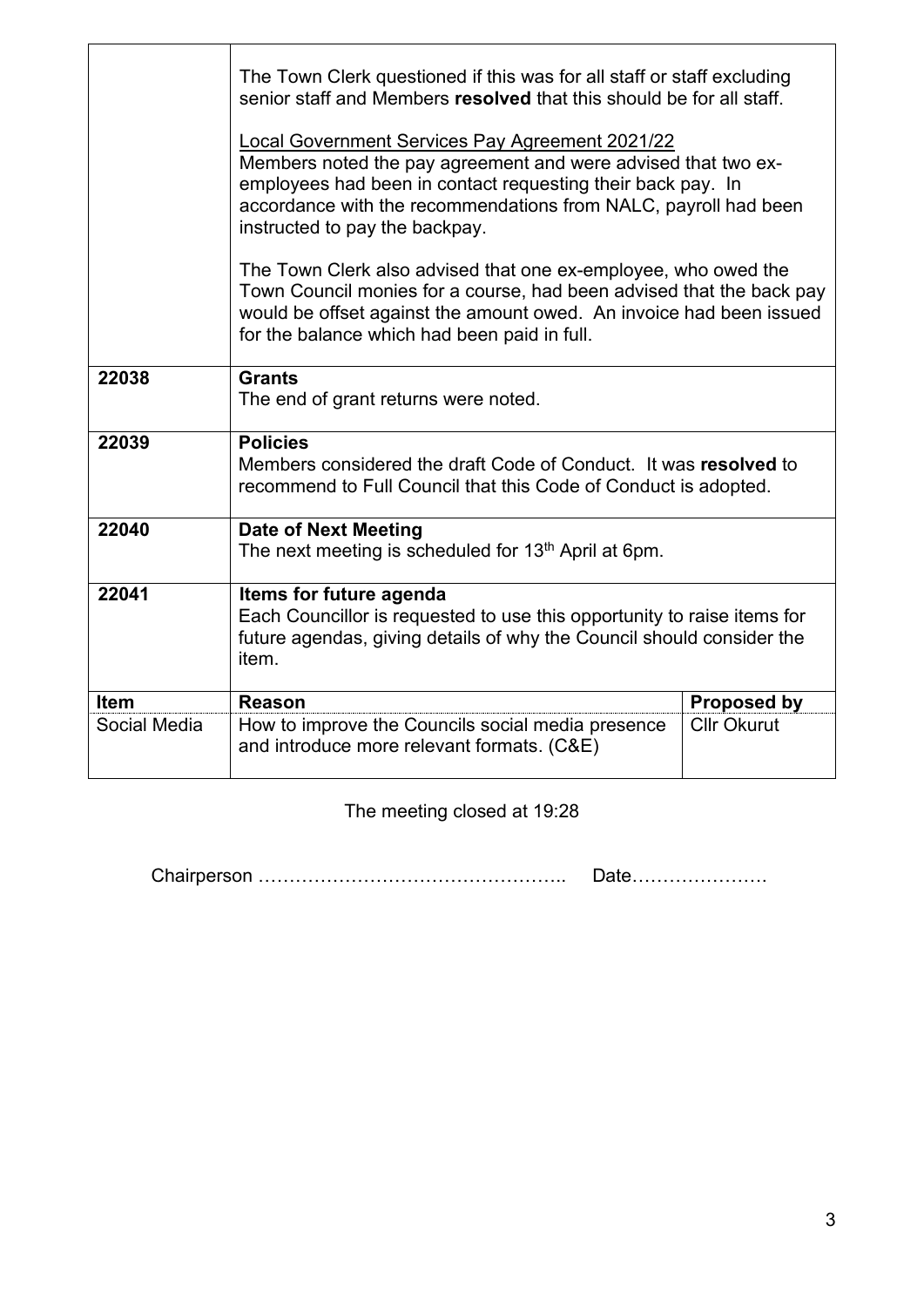| | | |
|---|---|---|
| | The Town Clerk questioned if this was for all staff or staff excluding senior staff and Members **resolved** that this should be for all staff.<br><br>Local Government Services Pay Agreement 2021/22<br>Members noted the pay agreement and were advised that two ex-employees had been in contact requesting their back pay. In accordance with the recommendations from NALC, payroll had been instructed to pay the backpay.<br><br>The Town Clerk also advised that one ex-employee, who owed the Town Council monies for a course, had been advised that the back pay would be offset against the amount owed. An invoice had been issued for the balance which had been paid in full. | |
| **22038** | **Grants**<br>The end of grant returns were noted. | |
| **22039** | **Policies**<br>Members considered the draft Code of Conduct. It was **resolved** to recommend to Full Council that this Code of Conduct is adopted. | |
| **22040** | **Date of Next Meeting**<br>The next meeting is scheduled for 13th April at 6pm. | |
| **22041** | **Items for future agenda**<br>Each Councillor is requested to use this opportunity to raise items for future agendas, giving details of why the Council should consider the item. | |
| **Item** | **Reason** | **Proposed by** |
| Social Media | How to improve the Councils social media presence and introduce more relevant formats. (C&E) | Cllr Okurut |

The meeting closed at 19:28

Chairperson ………………………………………….. Date………………….